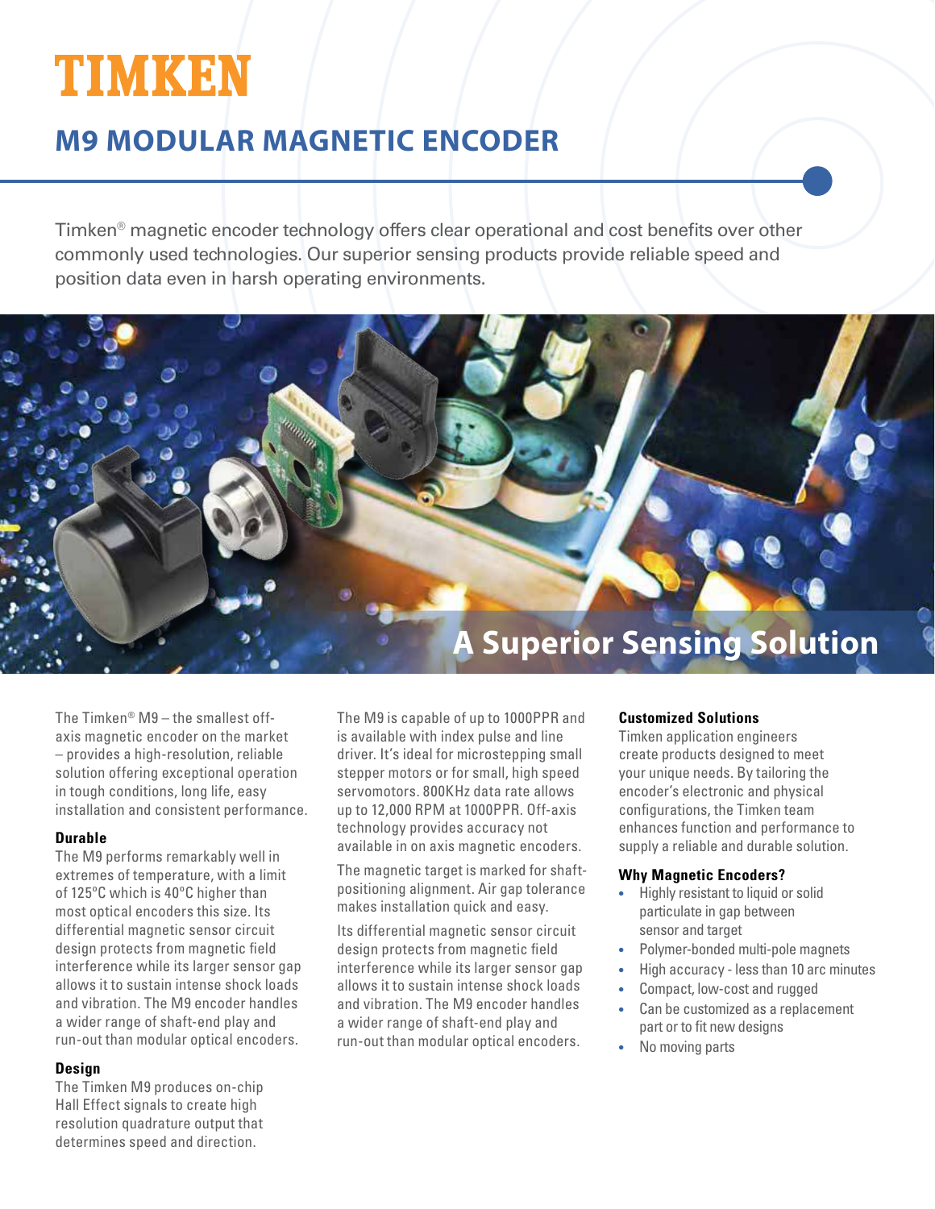# TIMKEN

## M9 MODULAR MAGNETIC ENCODER

Timken® magnetic encoder technology offers clear operational and cost benefits over other commonly used technologies. Our superior sensing products provide reliable speed and position data even in harsh operating environments.

## A Superior Sensing Solution

The Timken® M9 – the smallest off-axis magnetic encoder on the market – provides a high-resolution, reliable solution offering exceptional operation in tough conditions, long life, easy installation and consistent performance.

### Durable

The M9 performs remarkably well in extremes of temperature, with a limit of 125°C which is 40°C higher than most optical encoders this size. Its differential magnetic sensor circuit design protects from magnetic field interference while its larger sensor gap allows it to sustain intense shock loads and vibration. The M9 encoder handles a wider range of shaft-end play and run-out than modular optical encoders.

### Design

The Timken M9 produces on-chip Hall Effect signals to create high resolution quadrature output that determines speed and direction.

The M9 is capable of up to 1000PPR and is available with index pulse and line driver. It's ideal for microstepping small stepper motors or for small, high speed servomotors. 800KHz data rate allows up to 12,000 RPM at 1000PPR. Off-axis technology provides accuracy not available in on axis magnetic encoders.

The magnetic target is marked for shaft-positioning alignment. Air gap tolerance makes installation quick and easy.

Its differential magnetic sensor circuit design protects from magnetic field interference while its larger sensor gap allows it to sustain intense shock loads and vibration. The M9 encoder handles a wider range of shaft-end play and run-out than modular optical encoders.

### Customized Solutions

Timken application engineers create products designed to meet your unique needs. By tailoring the encoder's electronic and physical configurations, the Timken team enhances function and performance to supply a reliable and durable solution.

### Why Magnetic Encoders?

- Highly resistant to liquid or solid particulate in gap between sensor and target
- Polymer-bonded multi-pole magnets
- High accuracy - less than 10 arc minutes
- Compact, low-cost and rugged
- Can be customized as a replacement part or to fit new designs
- No moving parts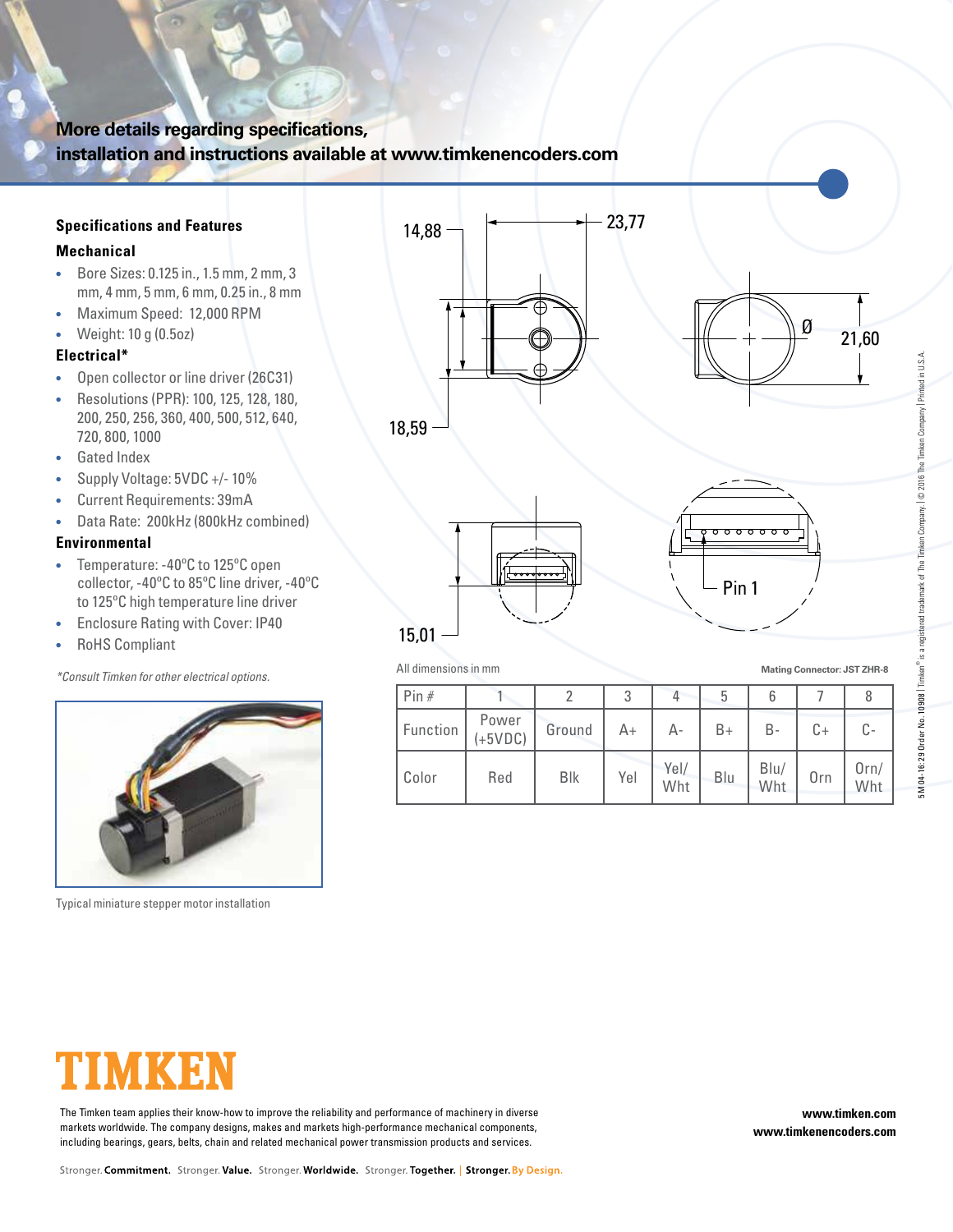**More details regarding specifications, installation and instructions available at www.timkenencoders.com**

## Specifications and Features

### Mechanical

- Bore Sizes: 0.125 in., 1.5 mm, 2 mm, 3 mm, 4 mm, 5 mm, 6 mm, 0.25 in., 8 mm
- Maximum Speed: 12,000 RPM
- Weight: 10 g (0.5oz)

### Electrical*

- Open collector or line driver (26C31)
- Resolutions (PPR): 100, 125, 128, 180, 200, 250, 256, 360, 400, 500, 512, 640, 720, 800, 1000
- Gated Index
- Supply Voltage: 5VDC +/- 10%
- Current Requirements: 39mA
- Data Rate: 200kHz (800kHz combined)

### Environmental

- Temperature: -40°C to 125°C open collector, -40°C to 85°C line driver, -40°C to 125°C high temperature line driver
- Enclosure Rating with Cover: IP40
- RoHS Compliant

*\*Consult Timken for other electrical options.*

Typical miniature stepper motor installation

14,88

23,77

Ø

21,60

18,59

15,01

Pin 1

All dimensions in mm

**Mating Connector: JST ZHR-8**

| Pin # | 1 | 2 | 3 | 4 | 5 | 6 | 7 | 8 |
|---|---|---|---|---|---|---|---|---|
| Function | Power (+5VDC) | Ground | A+ | A- | B+ | B- | C+ | C- |
| Color | Red | Blk | Yel | Yel/ Wht | Blu | Blu/ Wht | Orn | Orn/ Wht |

5M 04-16:29 Order No. 10908 | Timken® is a registered trademark of The Timken Company. | © 2016 The Timken Company | Printed in U.S.A.

# TIMKEN

The Timken team applies their know-how to improve the reliability and performance of machinery in diverse markets worldwide. The company designs, makes and markets high-performance mechanical components, including bearings, gears, belts, chain and related mechanical power transmission products and services.

**www.timken.com**
**www.timkenencoders.com**

Stronger. **Commitment.** Stronger. **Value.** Stronger. **Worldwide.** Stronger. **Together.** | **Stronger.** By Design.